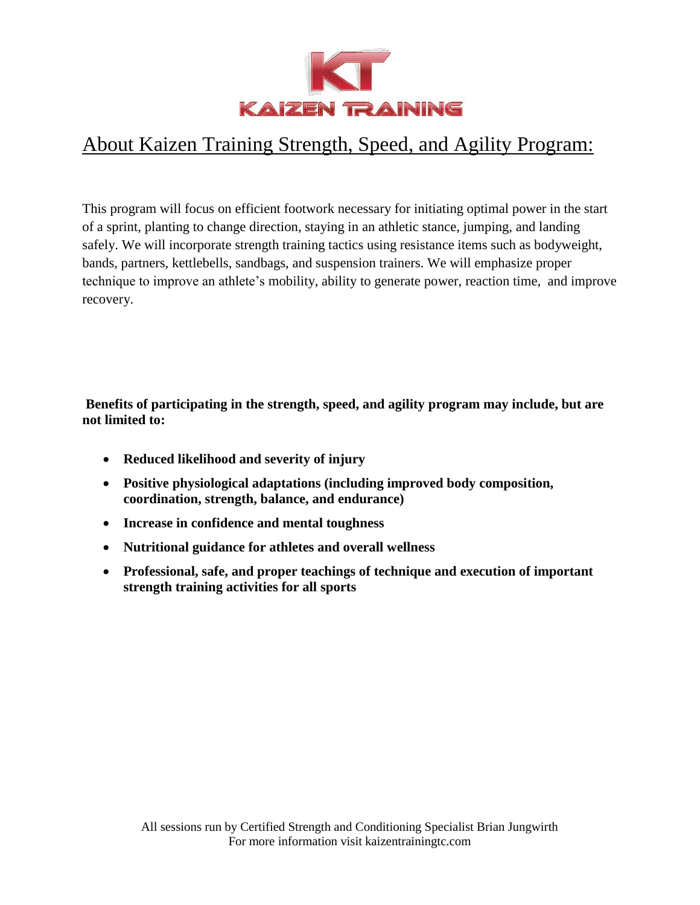KAIZEN TRAINING

# About Kaizen Training Strength, Speed, and Agility Program:

This program will focus on efficient footwork necessary for initiating optimal power in the start of a sprint, planting to change direction, staying in an athletic stance, jumping, and landing safely. We will incorporate strength training tactics using resistance items such as bodyweight, bands, partners, kettlebells, sandbags, and suspension trainers. We will emphasize proper technique to improve an athlete's mobility, ability to generate power, reaction time, and improve recovery.

**Benefits of participating in the strength, speed, and agility program may include, but are not limited to:**

- **Reduced likelihood and severity of injury**
- **Positive physiological adaptations (including improved body composition, coordination, strength, balance, and endurance)**
- **Increase in confidence and mental toughness**
- **Nutritional guidance for athletes and overall wellness**
- **Professional, safe, and proper teachings of technique and execution of important strength training activities for all sports**

All sessions run by Certified Strength and Conditioning Specialist Brian Jungwirth
For more information visit kaizentrainingtc.com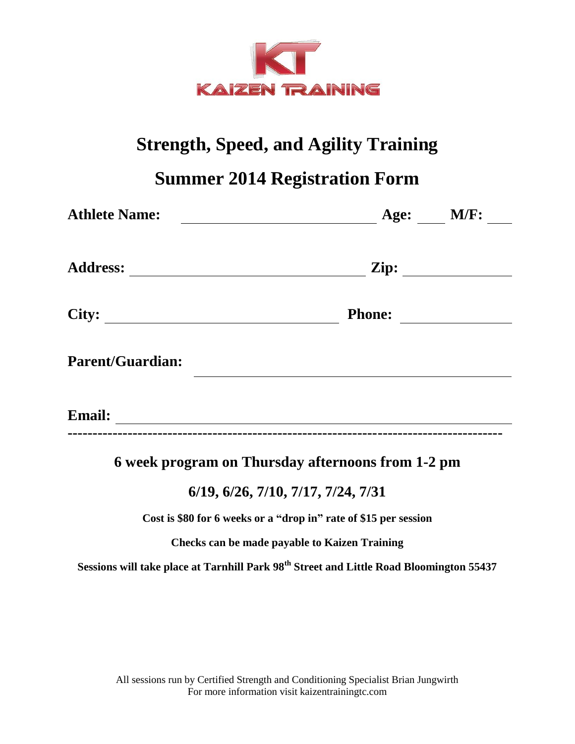KT

KAIZEN TRAINING

# Strength, Speed, and Agility Training

# Summer 2014 Registration Form

**Athlete Name:** ____________________________ **Age:** ____ **M/F:** ___

**Address:** ________________________________ **Zip:** _______________

**City:** __________________________________ **Phone:** _______________

**Parent/Guardian:** ________________________________________________

**Email:** _________________________________________________________

------------------------------------------------------------------------------------

### 6 week program on Thursday afternoons from 1-2 pm

### 6/19, 6/26, 7/10, 7/17, 7/24, 7/31

**Cost is $80 for 6 weeks or a "drop in" rate of $15 per session**

**Checks can be made payable to Kaizen Training**

**Sessions will take place at Tarnhill Park 98th Street and Little Road Bloomington 55437**

All sessions run by Certified Strength and Conditioning Specialist Brian Jungwirth
For more information visit kaizentrainingtc.com